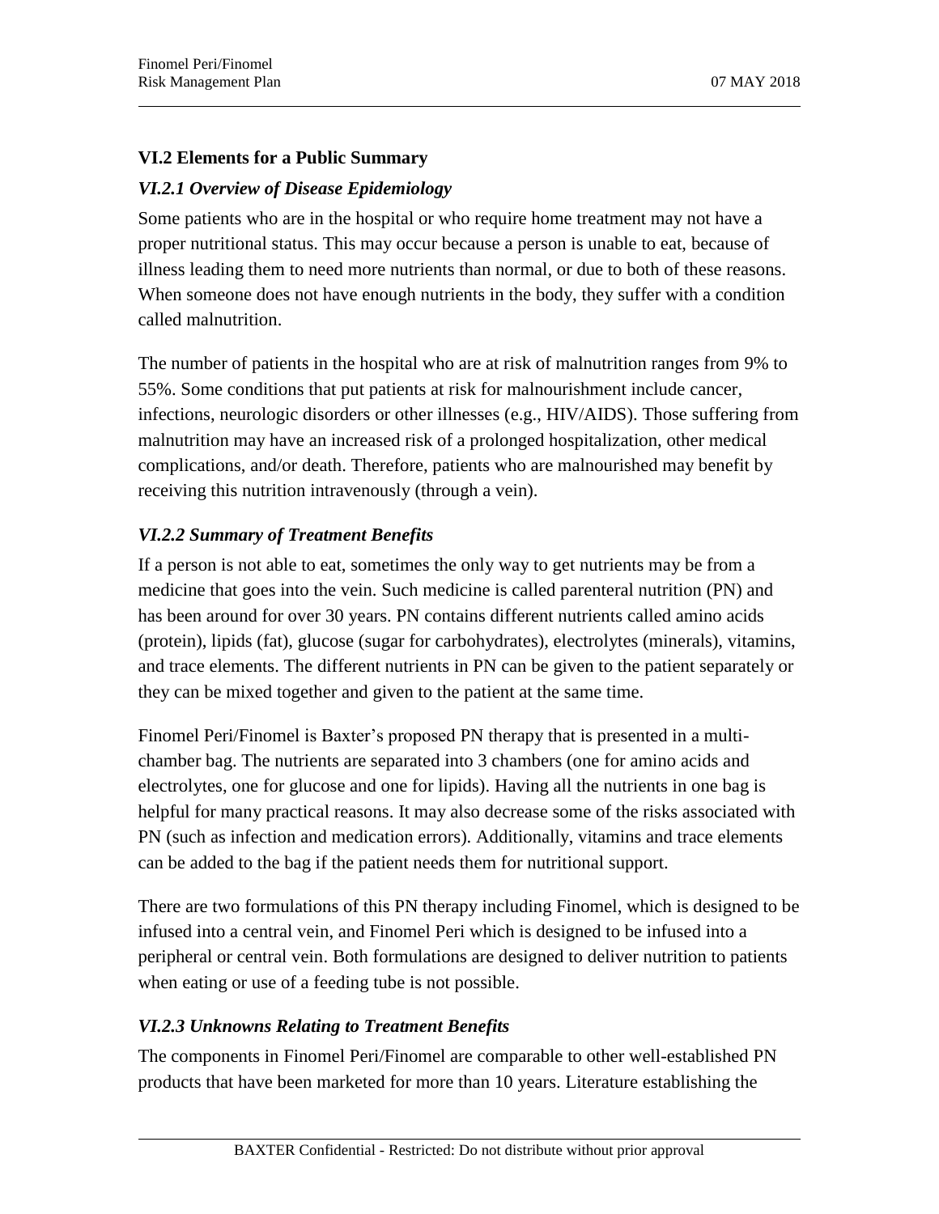## VI.2 Elements for a Public Summary

### *VI.2.1 Overview of Disease Epidemiology*

Some patients who are in the hospital or who require home treatment may not have a proper nutritional status. This may occur because a person is unable to eat, because of illness leading them to need more nutrients than normal, or due to both of these reasons. When someone does not have enough nutrients in the body, they suffer with a condition called malnutrition.

The number of patients in the hospital who are at risk of malnutrition ranges from 9% to 55%. Some conditions that put patients at risk for malnourishment include cancer, infections, neurologic disorders or other illnesses (e.g., HIV/AIDS). Those suffering from malnutrition may have an increased risk of a prolonged hospitalization, other medical complications, and/or death. Therefore, patients who are malnourished may benefit by receiving this nutrition intravenously (through a vein).

### *VI.2.2 Summary of Treatment Benefits*

If a person is not able to eat, sometimes the only way to get nutrients may be from a medicine that goes into the vein. Such medicine is called parenteral nutrition (PN) and has been around for over 30 years. PN contains different nutrients called amino acids (protein), lipids (fat), glucose (sugar for carbohydrates), electrolytes (minerals), vitamins, and trace elements. The different nutrients in PN can be given to the patient separately or they can be mixed together and given to the patient at the same time.

Finomel Peri/Finomel is Baxter's proposed PN therapy that is presented in a multi-chamber bag. The nutrients are separated into 3 chambers (one for amino acids and electrolytes, one for glucose and one for lipids). Having all the nutrients in one bag is helpful for many practical reasons. It may also decrease some of the risks associated with PN (such as infection and medication errors). Additionally, vitamins and trace elements can be added to the bag if the patient needs them for nutritional support.

There are two formulations of this PN therapy including Finomel, which is designed to be infused into a central vein, and Finomel Peri which is designed to be infused into a peripheral or central vein. Both formulations are designed to deliver nutrition to patients when eating or use of a feeding tube is not possible.

### *VI.2.3 Unknowns Relating to Treatment Benefits*

The components in Finomel Peri/Finomel are comparable to other well-established PN products that have been marketed for more than 10 years. Literature establishing the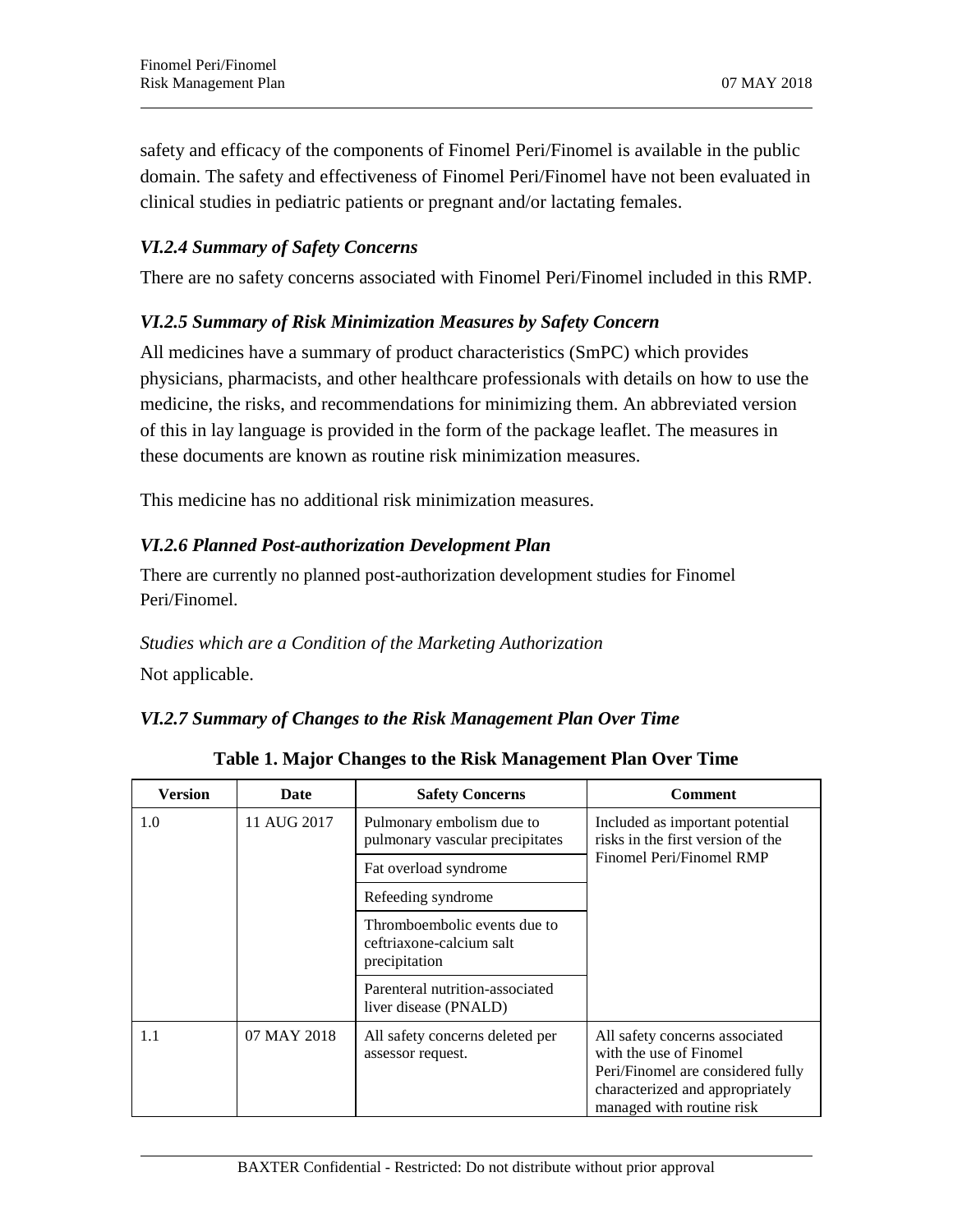safety and efficacy of the components of Finomel Peri/Finomel is available in the public domain. The safety and effectiveness of Finomel Peri/Finomel have not been evaluated in clinical studies in pediatric patients or pregnant and/or lactating females.

### *VI.2.4 Summary of Safety Concerns*

There are no safety concerns associated with Finomel Peri/Finomel included in this RMP.

### *VI.2.5 Summary of Risk Minimization Measures by Safety Concern*

All medicines have a summary of product characteristics (SmPC) which provides physicians, pharmacists, and other healthcare professionals with details on how to use the medicine, the risks, and recommendations for minimizing them. An abbreviated version of this in lay language is provided in the form of the package leaflet. The measures in these documents are known as routine risk minimization measures.

This medicine has no additional risk minimization measures.

### *VI.2.6 Planned Post-authorization Development Plan*

There are currently no planned post-authorization development studies for Finomel Peri/Finomel.

*Studies which are a Condition of the Marketing Authorization*

Not applicable.

### *VI.2.7 Summary of Changes to the Risk Management Plan Over Time*

**Table 1. Major Changes to the Risk Management Plan Over Time**

| Version | Date | Safety Concerns | Comment |
|---|---|---|---|
| 1.0 | 11 AUG 2017 | Pulmonary embolism due to pulmonary vascular precipitates | Included as important potential risks in the first version of the Finomel Peri/Finomel RMP |
| | | Fat overload syndrome | |
| | | Refeeding syndrome | |
| | | Thromboembolic events due to ceftriaxone-calcium salt precipitation | |
| | | Parenteral nutrition-associated liver disease (PNALD) | |
| 1.1 | 07 MAY 2018 | All safety concerns deleted per assessor request. | All safety concerns associated with the use of Finomel Peri/Finomel are considered fully characterized and appropriately managed with routine risk |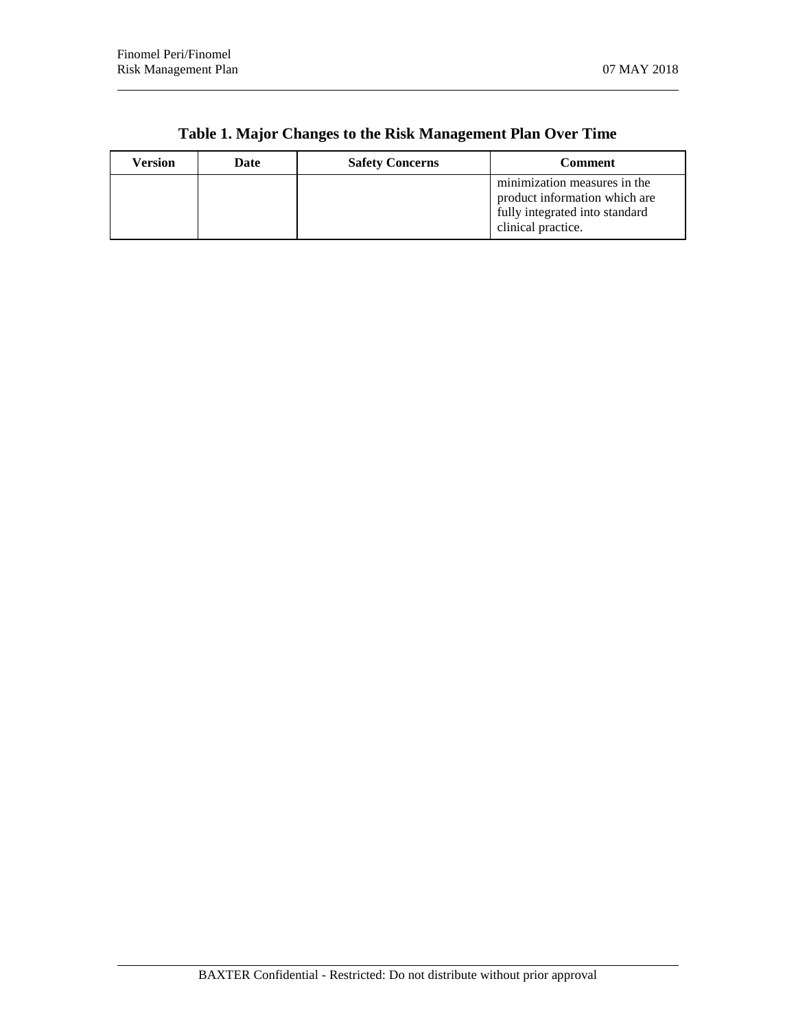**Table 1. Major Changes to the Risk Management Plan Over Time**

| Version | Date | Safety Concerns | Comment |
| --- | --- | --- | --- |
| | | | minimization measures in the product information which are fully integrated into standard clinical practice. |

BAXTER Confidential - Restricted: Do not distribute without prior approval